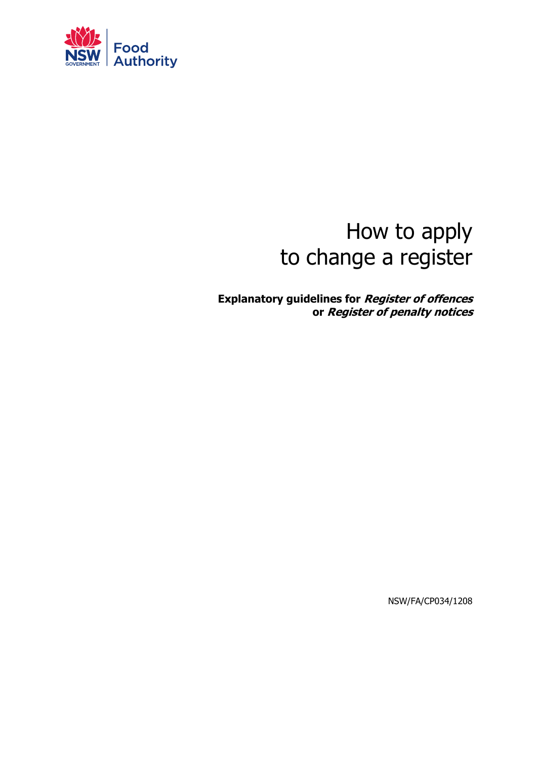NSW GOVERNMENT | Food Authority

# How to apply to change a register

**Explanatory guidelines for *Register of offences* or *Register of penalty notices***

NSW/FA/CP034/1208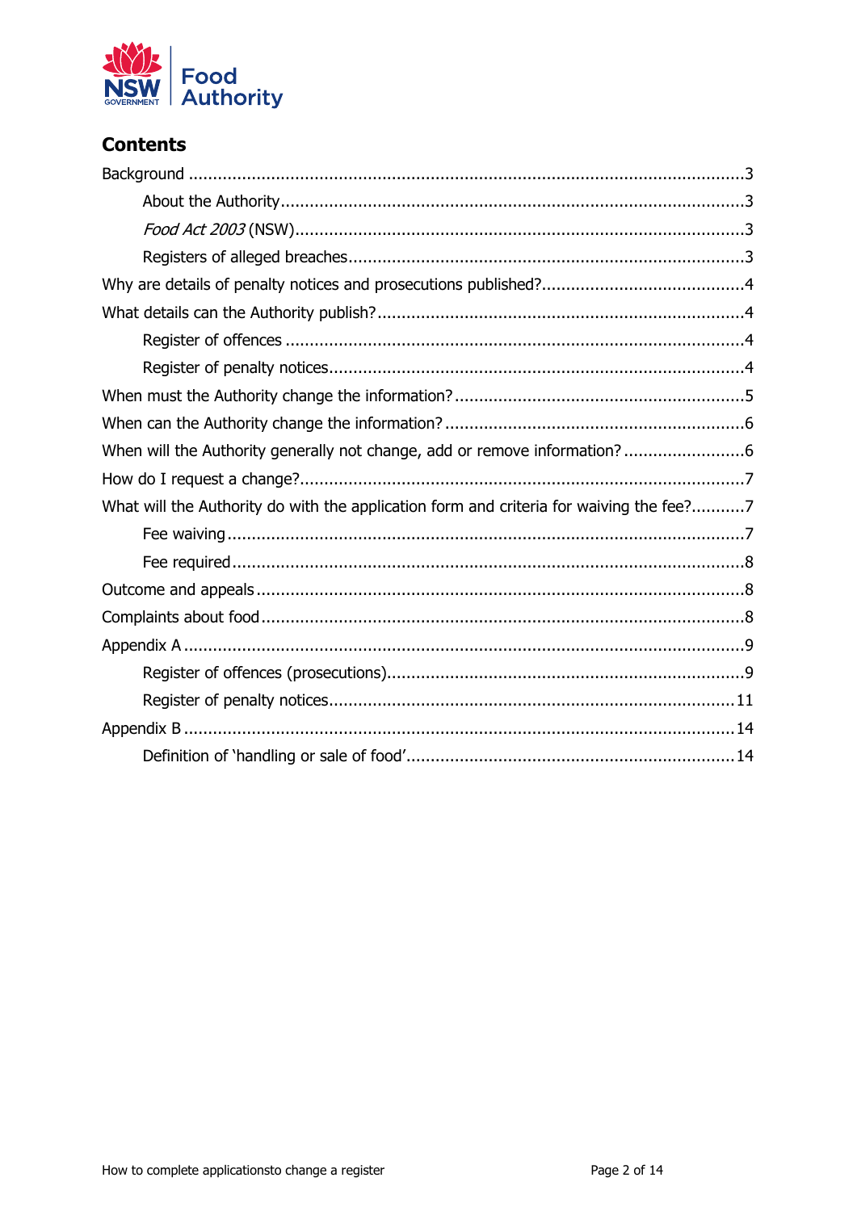## Contents

Background ..... 3

- About the Authority ..... 3
- *Food Act 2003* (NSW) ..... 3
- Registers of alleged breaches ..... 3

Why are details of penalty notices and prosecutions published? ..... 4

What details can the Authority publish? ..... 4

- Register of offences ..... 4
- Register of penalty notices ..... 4

When must the Authority change the information? ..... 5

When can the Authority change the information? ..... 6

When will the Authority generally not change, add or remove information? ..... 6

How do I request a change? ..... 7

What will the Authority do with the application form and criteria for waiving the fee? ..... 7

- Fee waiving ..... 7
- Fee required ..... 8

Outcome and appeals ..... 8

Complaints about food ..... 8

Appendix A ..... 9

- Register of offences (prosecutions) ..... 9
- Register of penalty notices ..... 11

Appendix B ..... 14

- Definition of 'handling or sale of food' ..... 14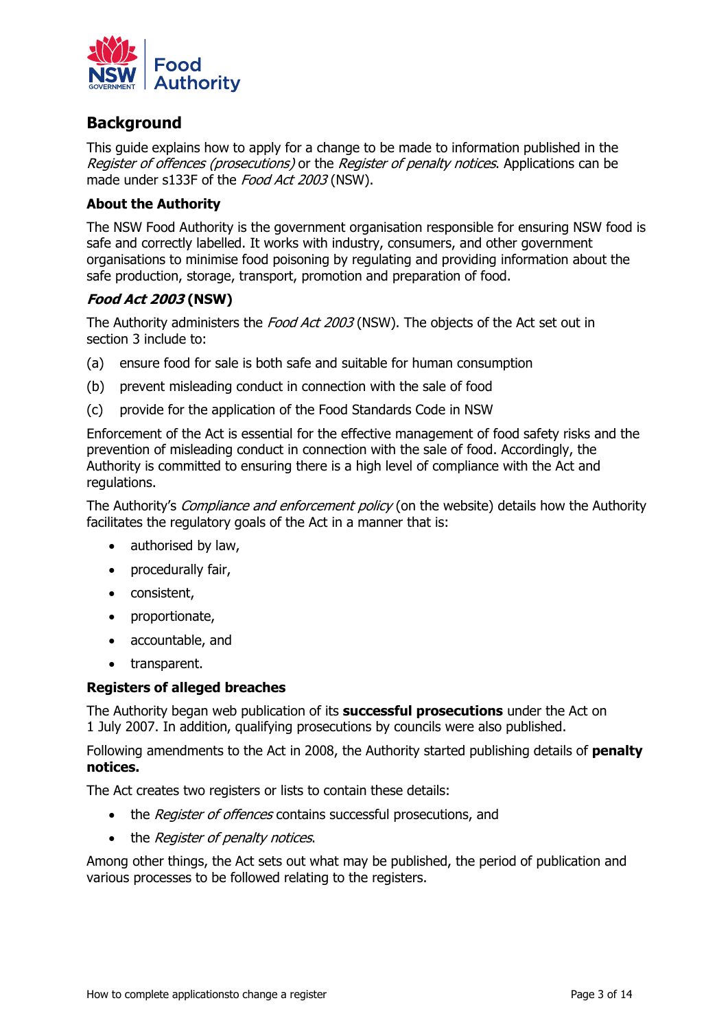## Background

This guide explains how to apply for a change to be made to information published in the *Register of offences (prosecutions)* or the *Register of penalty notices*. Applications can be made under s133F of the *Food Act 2003* (NSW).

### About the Authority

The NSW Food Authority is the government organisation responsible for ensuring NSW food is safe and correctly labelled. It works with industry, consumers, and other government organisations to minimise food poisoning by regulating and providing information about the safe production, storage, transport, promotion and preparation of food.

### *Food Act 2003* (NSW)

The Authority administers the *Food Act 2003* (NSW). The objects of the Act set out in section 3 include to:

(a) ensure food for sale is both safe and suitable for human consumption

(b) prevent misleading conduct in connection with the sale of food

(c) provide for the application of the Food Standards Code in NSW

Enforcement of the Act is essential for the effective management of food safety risks and the prevention of misleading conduct in connection with the sale of food. Accordingly, the Authority is committed to ensuring there is a high level of compliance with the Act and regulations.

The Authority's *Compliance and enforcement policy* (on the website) details how the Authority facilitates the regulatory goals of the Act in a manner that is:

- authorised by law,
- procedurally fair,
- consistent,
- proportionate,
- accountable, and
- transparent.

### Registers of alleged breaches

The Authority began web publication of its **successful prosecutions** under the Act on 1 July 2007. In addition, qualifying prosecutions by councils were also published.

Following amendments to the Act in 2008, the Authority started publishing details of **penalty notices.**

The Act creates two registers or lists to contain these details:

- the *Register of offences* contains successful prosecutions, and
- the *Register of penalty notices*.

Among other things, the Act sets out what may be published, the period of publication and various processes to be followed relating to the registers.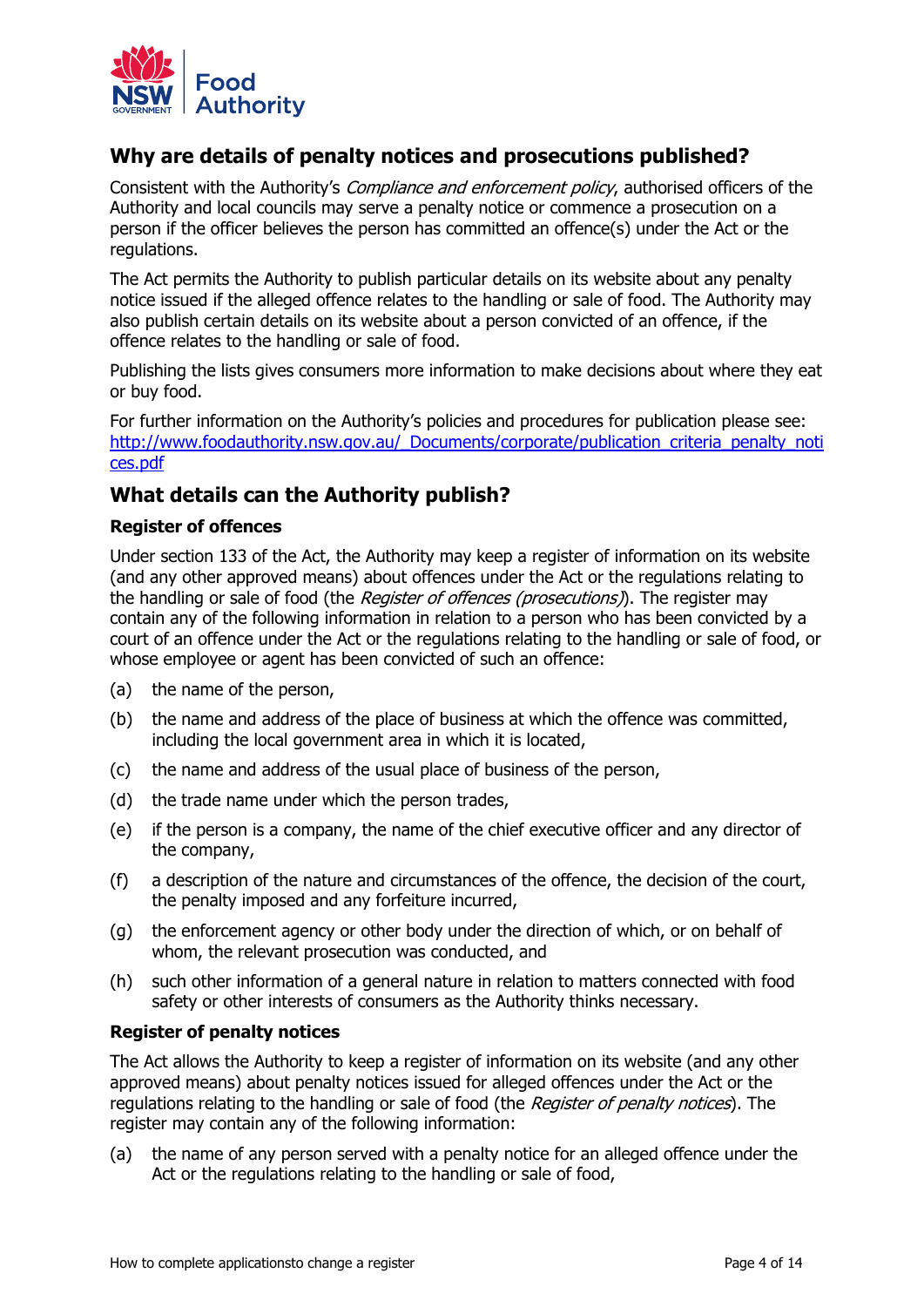## Why are details of penalty notices and prosecutions published?

Consistent with the Authority's *Compliance and enforcement policy*, authorised officers of the Authority and local councils may serve a penalty notice or commence a prosecution on a person if the officer believes the person has committed an offence(s) under the Act or the regulations.

The Act permits the Authority to publish particular details on its website about any penalty notice issued if the alleged offence relates to the handling or sale of food. The Authority may also publish certain details on its website about a person convicted of an offence, if the offence relates to the handling or sale of food.

Publishing the lists gives consumers more information to make decisions about where they eat or buy food.

For further information on the Authority's policies and procedures for publication please see: [http://www.foodauthority.nsw.gov.au/_Documents/corporate/publication_criteria_penalty_notices.pdf](http://www.foodauthority.nsw.gov.au/_Documents/corporate/publication_criteria_penalty_notices.pdf)

## What details can the Authority publish?

### Register of offences

Under section 133 of the Act, the Authority may keep a register of information on its website (and any other approved means) about offences under the Act or the regulations relating to the handling or sale of food (the *Register of offences (prosecutions)*). The register may contain any of the following information in relation to a person who has been convicted by a court of an offence under the Act or the regulations relating to the handling or sale of food, or whose employee or agent has been convicted of such an offence:

(a) the name of the person,

(b) the name and address of the place of business at which the offence was committed, including the local government area in which it is located,

(c) the name and address of the usual place of business of the person,

(d) the trade name under which the person trades,

(e) if the person is a company, the name of the chief executive officer and any director of the company,

(f) a description of the nature and circumstances of the offence, the decision of the court, the penalty imposed and any forfeiture incurred,

(g) the enforcement agency or other body under the direction of which, or on behalf of whom, the relevant prosecution was conducted, and

(h) such other information of a general nature in relation to matters connected with food safety or other interests of consumers as the Authority thinks necessary.

### Register of penalty notices

The Act allows the Authority to keep a register of information on its website (and any other approved means) about penalty notices issued for alleged offences under the Act or the regulations relating to the handling or sale of food (the *Register of penalty notices*). The register may contain any of the following information:

(a) the name of any person served with a penalty notice for an alleged offence under the Act or the regulations relating to the handling or sale of food,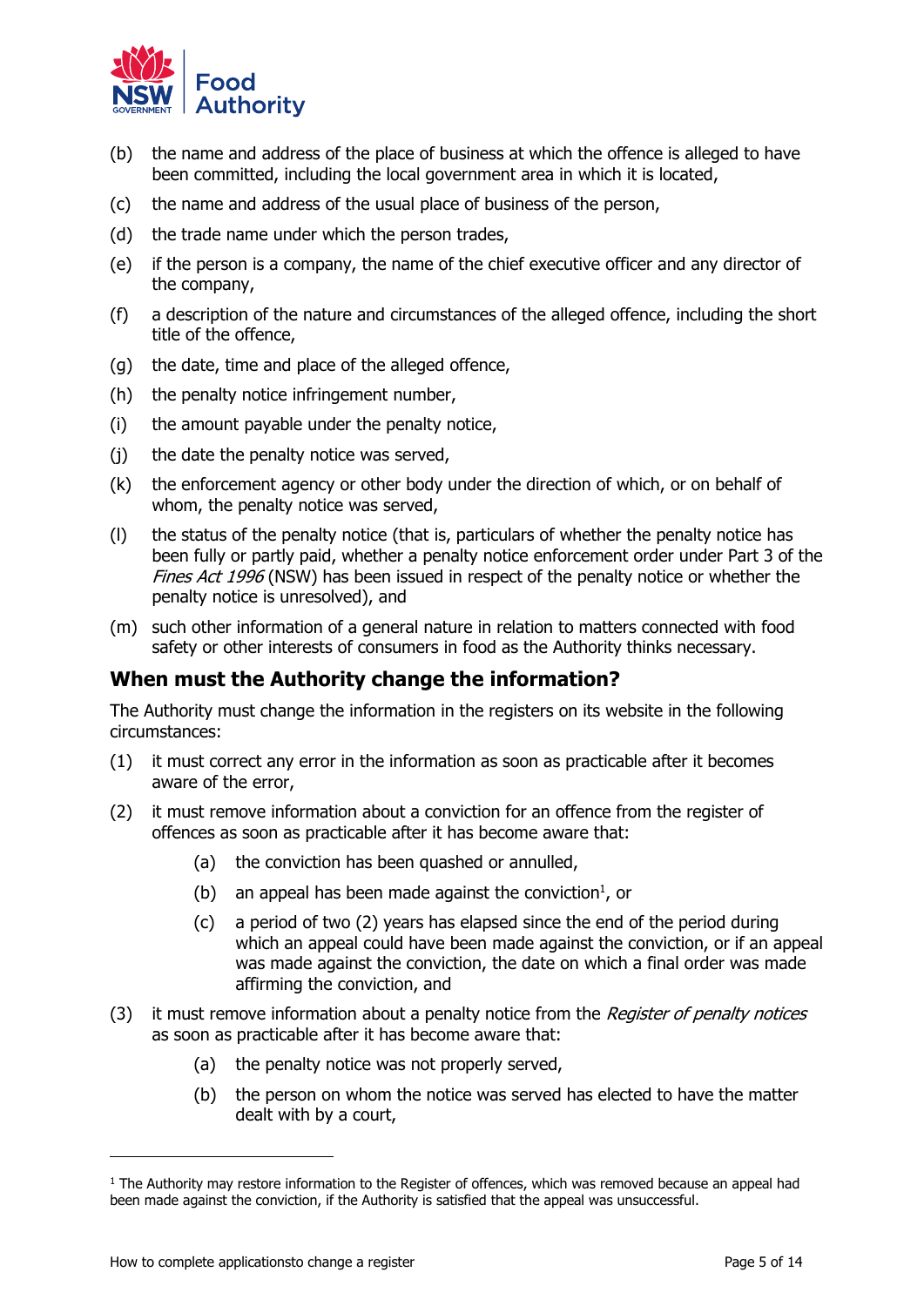(b) the name and address of the place of business at which the offence is alleged to have been committed, including the local government area in which it is located,

(c) the name and address of the usual place of business of the person,

(d) the trade name under which the person trades,

(e) if the person is a company, the name of the chief executive officer and any director of the company,

(f) a description of the nature and circumstances of the alleged offence, including the short title of the offence,

(g) the date, time and place of the alleged offence,

(h) the penalty notice infringement number,

(i) the amount payable under the penalty notice,

(j) the date the penalty notice was served,

(k) the enforcement agency or other body under the direction of which, or on behalf of whom, the penalty notice was served,

(l) the status of the penalty notice (that is, particulars of whether the penalty notice has been fully or partly paid, whether a penalty notice enforcement order under Part 3 of the *Fines Act 1996* (NSW) has been issued in respect of the penalty notice or whether the penalty notice is unresolved), and

(m) such other information of a general nature in relation to matters connected with food safety or other interests of consumers in food as the Authority thinks necessary.

## When must the Authority change the information?

The Authority must change the information in the registers on its website in the following circumstances:

(1) it must correct any error in the information as soon as practicable after it becomes aware of the error,

(2) it must remove information about a conviction for an offence from the register of offences as soon as practicable after it has become aware that:

  (a) the conviction has been quashed or annulled,

  (b) an appeal has been made against the conviction[1], or

  (c) a period of two (2) years has elapsed since the end of the period during which an appeal could have been made against the conviction, or if an appeal was made against the conviction, the date on which a final order was made affirming the conviction, and

(3) it must remove information about a penalty notice from the *Register of penalty notices* as soon as practicable after it has become aware that:

  (a) the penalty notice was not properly served,

  (b) the person on whom the notice was served has elected to have the matter dealt with by a court,

[1] The Authority may restore information to the Register of offences, which was removed because an appeal had been made against the conviction, if the Authority is satisfied that the appeal was unsuccessful.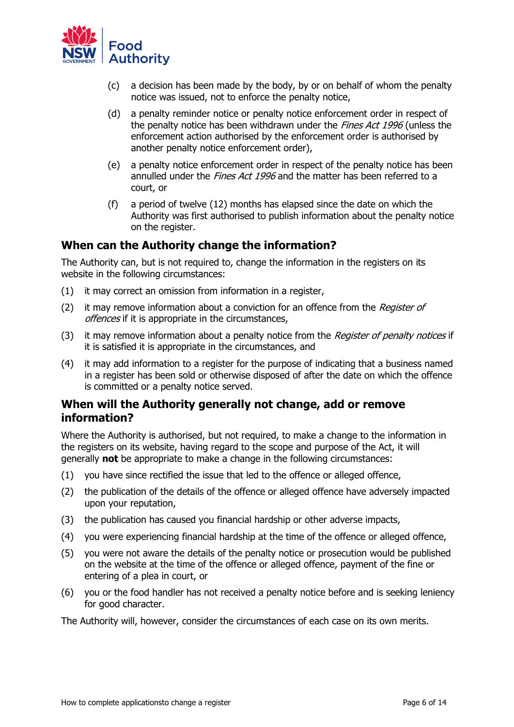(c) a decision has been made by the body, by or on behalf of whom the penalty notice was issued, not to enforce the penalty notice,

(d) a penalty reminder notice or penalty notice enforcement order in respect of the penalty notice has been withdrawn under the *Fines Act 1996* (unless the enforcement action authorised by the enforcement order is authorised by another penalty notice enforcement order),

(e) a penalty notice enforcement order in respect of the penalty notice has been annulled under the *Fines Act 1996* and the matter has been referred to a court, or

(f) a period of twelve (12) months has elapsed since the date on which the Authority was first authorised to publish information about the penalty notice on the register.

## When can the Authority change the information?

The Authority can, but is not required to, change the information in the registers on its website in the following circumstances:

(1) it may correct an omission from information in a register,

(2) it may remove information about a conviction for an offence from the *Register of offences* if it is appropriate in the circumstances,

(3) it may remove information about a penalty notice from the *Register of penalty notices* if it is satisfied it is appropriate in the circumstances, and

(4) it may add information to a register for the purpose of indicating that a business named in a register has been sold or otherwise disposed of after the date on which the offence is committed or a penalty notice served.

## When will the Authority generally not change, add or remove information?

Where the Authority is authorised, but not required, to make a change to the information in the registers on its website, having regard to the scope and purpose of the Act, it will generally **not** be appropriate to make a change in the following circumstances:

(1) you have since rectified the issue that led to the offence or alleged offence,

(2) the publication of the details of the offence or alleged offence have adversely impacted upon your reputation,

(3) the publication has caused you financial hardship or other adverse impacts,

(4) you were experiencing financial hardship at the time of the offence or alleged offence,

(5) you were not aware the details of the penalty notice or prosecution would be published on the website at the time of the offence or alleged offence, payment of the fine or entering of a plea in court, or

(6) you or the food handler has not received a penalty notice before and is seeking leniency for good character.

The Authority will, however, consider the circumstances of each case on its own merits.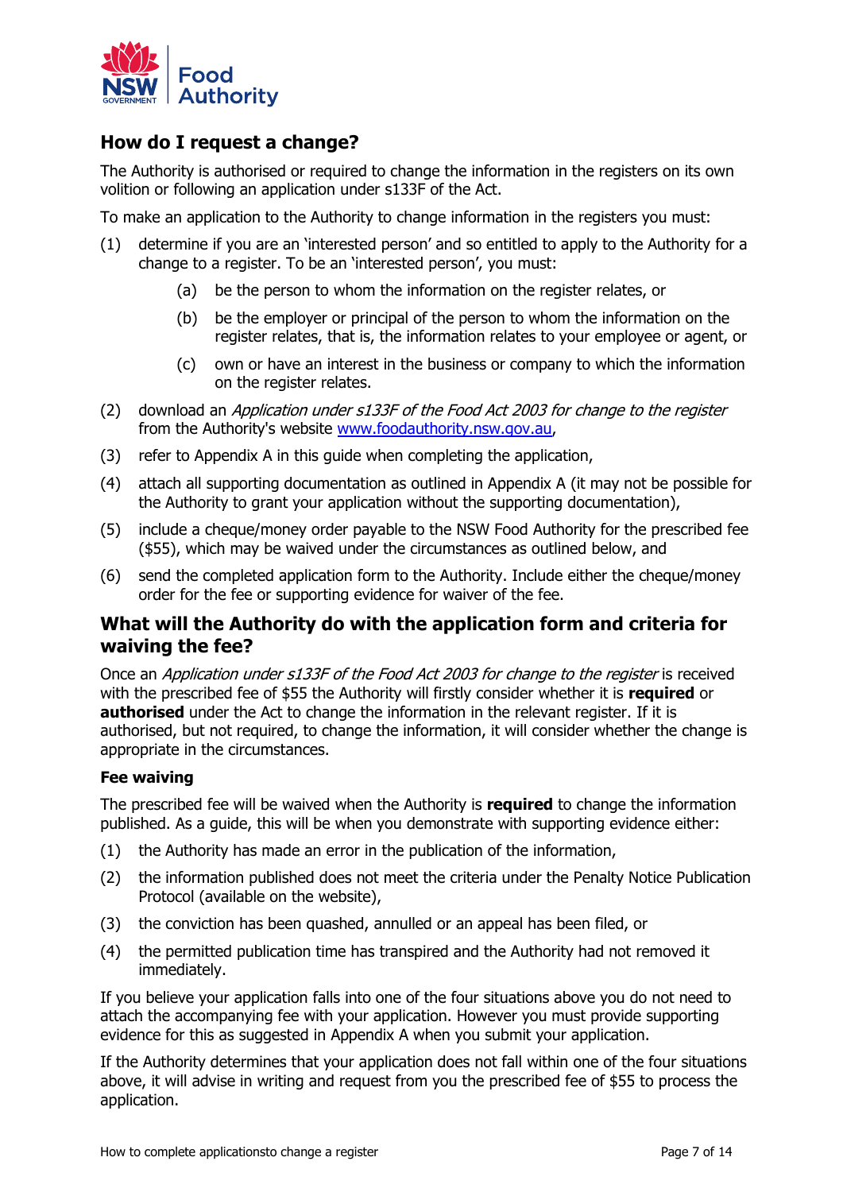## How do I request a change?

The Authority is authorised or required to change the information in the registers on its own volition or following an application under s133F of the Act.

To make an application to the Authority to change information in the registers you must:

(1) determine if you are an 'interested person' and so entitled to apply to the Authority for a change to a register. To be an 'interested person', you must:

  (a) be the person to whom the information on the register relates, or

  (b) be the employer or principal of the person to whom the information on the register relates, that is, the information relates to your employee or agent, or

  (c) own or have an interest in the business or company to which the information on the register relates.

(2) download an *Application under s133F of the Food Act 2003 for change to the register* from the Authority's website [www.foodauthority.nsw.gov.au](http://www.foodauthority.nsw.gov.au),

(3) refer to Appendix A in this guide when completing the application,

(4) attach all supporting documentation as outlined in Appendix A (it may not be possible for the Authority to grant your application without the supporting documentation),

(5) include a cheque/money order payable to the NSW Food Authority for the prescribed fee ($55), which may be waived under the circumstances as outlined below, and

(6) send the completed application form to the Authority. Include either the cheque/money order for the fee or supporting evidence for waiver of the fee.

## What will the Authority do with the application form and criteria for waiving the fee?

Once an *Application under s133F of the Food Act 2003 for change to the register* is received with the prescribed fee of $55 the Authority will firstly consider whether it is **required** or **authorised** under the Act to change the information in the relevant register. If it is authorised, but not required, to change the information, it will consider whether the change is appropriate in the circumstances.

### Fee waiving

The prescribed fee will be waived when the Authority is **required** to change the information published. As a guide, this will be when you demonstrate with supporting evidence either:

(1) the Authority has made an error in the publication of the information,

(2) the information published does not meet the criteria under the Penalty Notice Publication Protocol (available on the website),

(3) the conviction has been quashed, annulled or an appeal has been filed, or

(4) the permitted publication time has transpired and the Authority had not removed it immediately.

If you believe your application falls into one of the four situations above you do not need to attach the accompanying fee with your application. However you must provide supporting evidence for this as suggested in Appendix A when you submit your application.

If the Authority determines that your application does not fall within one of the four situations above, it will advise in writing and request from you the prescribed fee of $55 to process the application.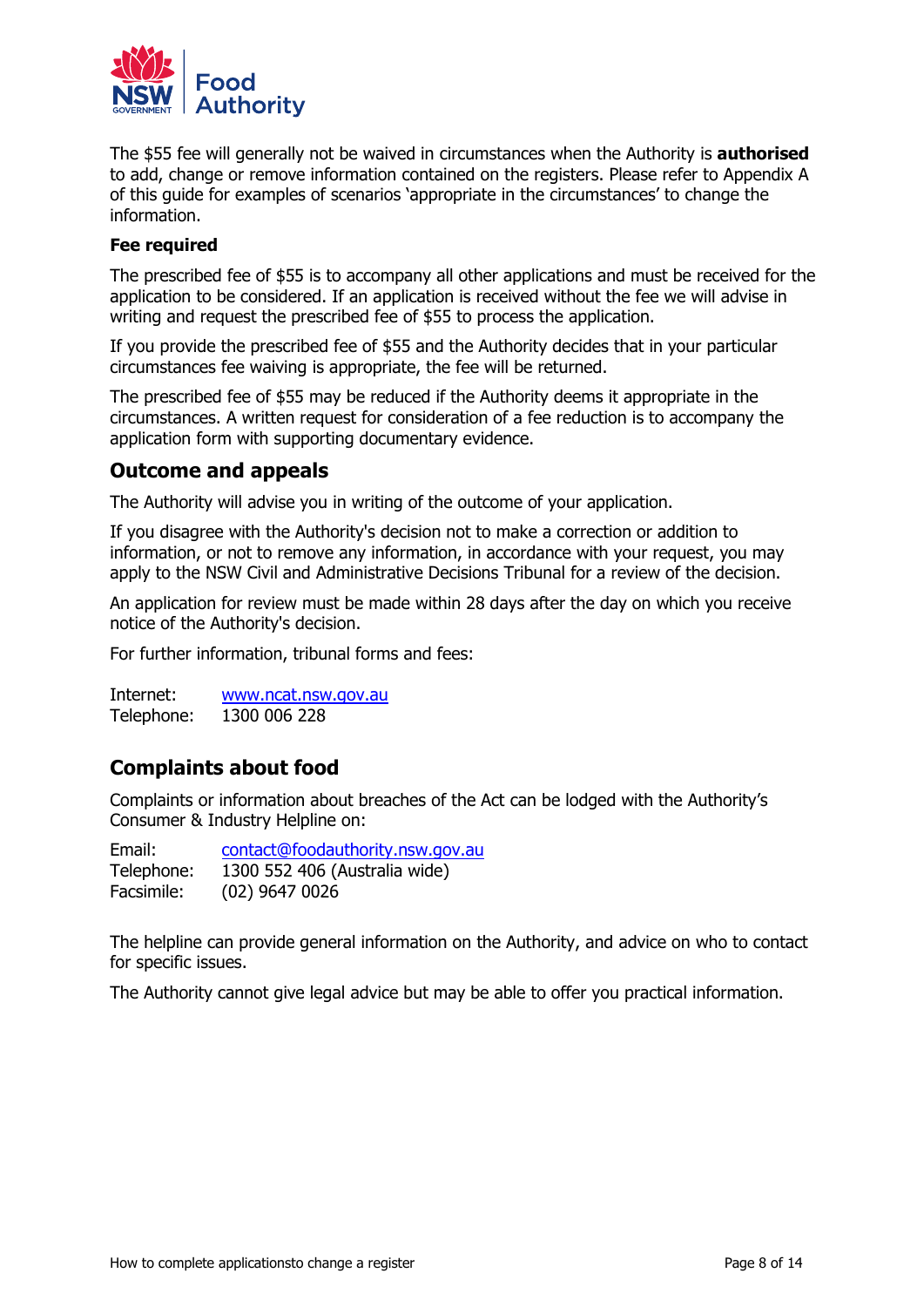The $55 fee will generally not be waived in circumstances when the Authority is **authorised** to add, change or remove information contained on the registers. Please refer to Appendix A of this guide for examples of scenarios 'appropriate in the circumstances' to change the information.

**Fee required**

The prescribed fee of $55 is to accompany all other applications and must be received for the application to be considered. If an application is received without the fee we will advise in writing and request the prescribed fee of $55 to process the application.

If you provide the prescribed fee of $55 and the Authority decides that in your particular circumstances fee waiving is appropriate, the fee will be returned.

The prescribed fee of $55 may be reduced if the Authority deems it appropriate in the circumstances. A written request for consideration of a fee reduction is to accompany the application form with supporting documentary evidence.

## Outcome and appeals

The Authority will advise you in writing of the outcome of your application.

If you disagree with the Authority's decision not to make a correction or addition to information, or not to remove any information, in accordance with your request, you may apply to the NSW Civil and Administrative Decisions Tribunal for a review of the decision.

An application for review must be made within 28 days after the day on which you receive notice of the Authority's decision.

For further information, tribunal forms and fees:

Internet: www.ncat.nsw.gov.au
Telephone: 1300 006 228

## Complaints about food

Complaints or information about breaches of the Act can be lodged with the Authority's Consumer & Industry Helpline on:

Email: contact@foodauthority.nsw.gov.au
Telephone: 1300 552 406 (Australia wide)
Facsimile: (02) 9647 0026

The helpline can provide general information on the Authority, and advice on who to contact for specific issues.

The Authority cannot give legal advice but may be able to offer you practical information.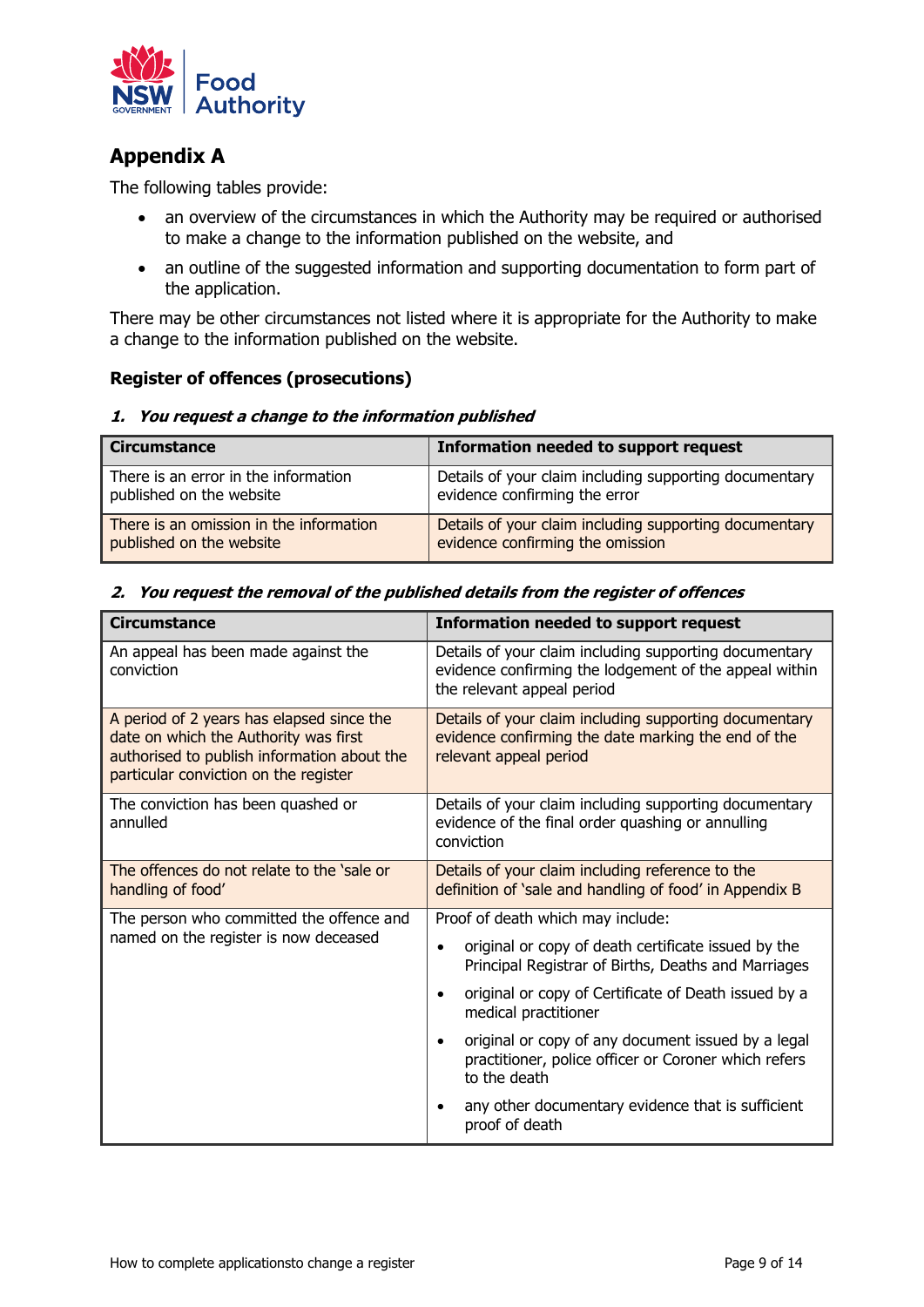## Appendix A

The following tables provide:

- an overview of the circumstances in which the Authority may be required or authorised to make a change to the information published on the website, and
- an outline of the suggested information and supporting documentation to form part of the application.

There may be other circumstances not listed where it is appropriate for the Authority to make a change to the information published on the website.

### Register of offences (prosecutions)

***1. You request a change to the information published***

| Circumstance | Information needed to support request |
| --- | --- |
| There is an error in the information published on the website | Details of your claim including supporting documentary evidence confirming the error |
| There is an omission in the information published on the website | Details of your claim including supporting documentary evidence confirming the omission |

***2. You request the removal of the published details from the register of offences***

| Circumstance | Information needed to support request |
| --- | --- |
| An appeal has been made against the conviction | Details of your claim including supporting documentary evidence confirming the lodgement of the appeal within the relevant appeal period |
| A period of 2 years has elapsed since the date on which the Authority was first authorised to publish information about the particular conviction on the register | Details of your claim including supporting documentary evidence confirming the date marking the end of the relevant appeal period |
| The conviction has been quashed or annulled | Details of your claim including supporting documentary evidence of the final order quashing or annulling conviction |
| The offences do not relate to the 'sale or handling of food' | Details of your claim including reference to the definition of 'sale and handling of food' in Appendix B |
| The person who committed the offence and named on the register is now deceased | Proof of death which may include:<br>• original or copy of death certificate issued by the Principal Registrar of Births, Deaths and Marriages<br>• original or copy of Certificate of Death issued by a medical practitioner<br>• original or copy of any document issued by a legal practitioner, police officer or Coroner which refers to the death<br>• any other documentary evidence that is sufficient proof of death |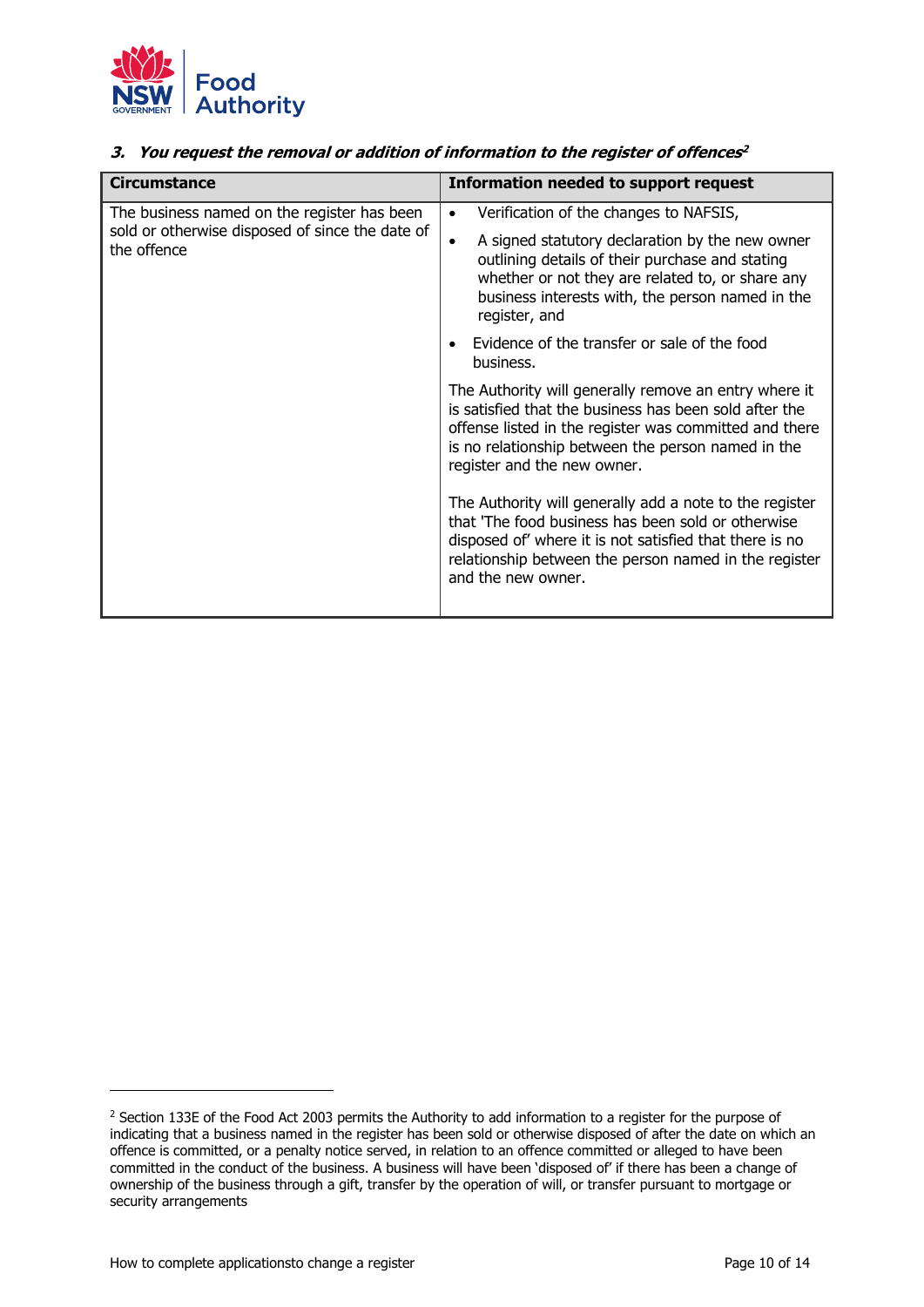### *3. You request the removal or addition of information to the register of offences[2]*

| Circumstance | Information needed to support request |
|---|---|
| The business named on the register has been sold or otherwise disposed of since the date of the offence | • Verification of the changes to NAFSIS,<br>• A signed statutory declaration by the new owner outlining details of their purchase and stating whether or not they are related to, or share any business interests with, the person named in the register, and<br>• Evidence of the transfer or sale of the food business.<br><br>The Authority will generally remove an entry where it is satisfied that the business has been sold after the offense listed in the register was committed and there is no relationship between the person named in the register and the new owner.<br><br>The Authority will generally add a note to the register that 'The food business has been sold or otherwise disposed of' where it is not satisfied that there is no relationship between the person named in the register and the new owner. |

[2] Section 133E of the Food Act 2003 permits the Authority to add information to a register for the purpose of indicating that a business named in the register has been sold or otherwise disposed of after the date on which an offence is committed, or a penalty notice served, in relation to an offence committed or alleged to have been committed in the conduct of the business. A business will have been 'disposed of' if there has been a change of ownership of the business through a gift, transfer by the operation of will, or transfer pursuant to mortgage or security arrangements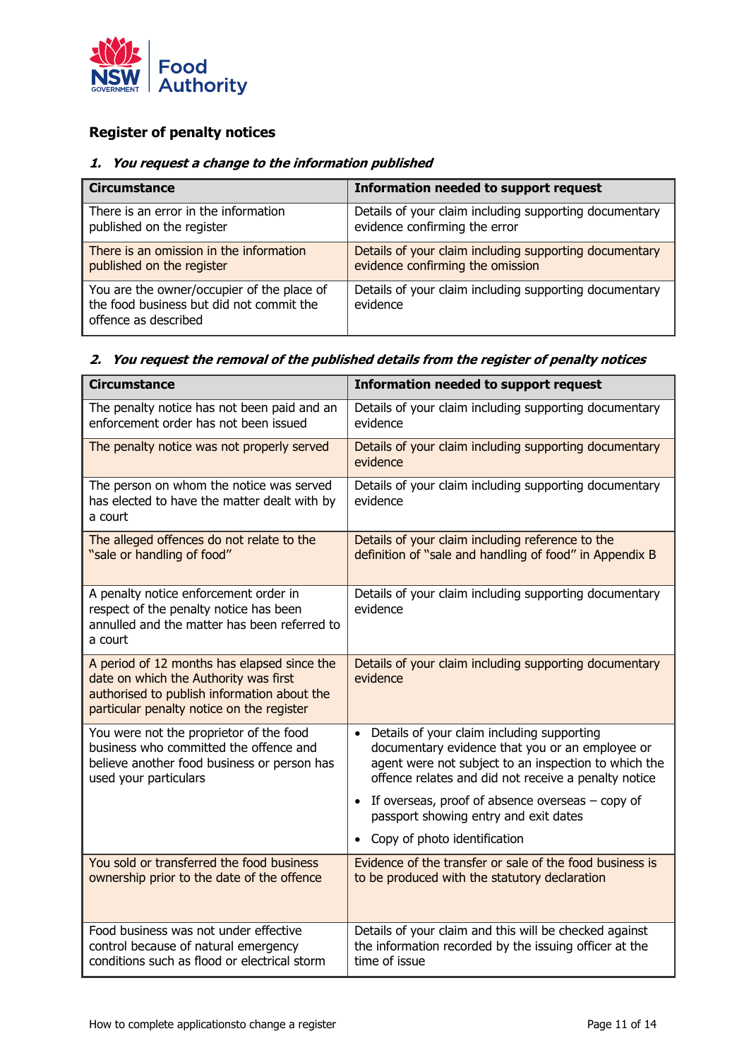## Register of penalty notices

### *1. You request a change to the information published*

| Circumstance | Information needed to support request |
|---|---|
| There is an error in the information published on the register | Details of your claim including supporting documentary evidence confirming the error |
| There is an omission in the information published on the register | Details of your claim including supporting documentary evidence confirming the omission |
| You are the owner/occupier of the place of the food business but did not commit the offence as described | Details of your claim including supporting documentary evidence |

### *2. You request the removal of the published details from the register of penalty notices*

| Circumstance | Information needed to support request |
|---|---|
| The penalty notice has not been paid and an enforcement order has not been issued | Details of your claim including supporting documentary evidence |
| The penalty notice was not properly served | Details of your claim including supporting documentary evidence |
| The person on whom the notice was served has elected to have the matter dealt with by a court | Details of your claim including supporting documentary evidence |
| The alleged offences do not relate to the "sale or handling of food" | Details of your claim including reference to the definition of "sale and handling of food" in Appendix B |
| A penalty notice enforcement order in respect of the penalty notice has been annulled and the matter has been referred to a court | Details of your claim including supporting documentary evidence |
| A period of 12 months has elapsed since the date on which the Authority was first authorised to publish information about the particular penalty notice on the register | Details of your claim including supporting documentary evidence |
| You were not the proprietor of the food business who committed the offence and believe another food business or person has used your particulars | • Details of your claim including supporting documentary evidence that you or an employee or agent were not subject to an inspection to which the offence relates and did not receive a penalty notice<br>• If overseas, proof of absence overseas – copy of passport showing entry and exit dates<br>• Copy of photo identification |
| You sold or transferred the food business ownership prior to the date of the offence | Evidence of the transfer or sale of the food business is to be produced with the statutory declaration |
| Food business was not under effective control because of natural emergency conditions such as flood or electrical storm | Details of your claim and this will be checked against the information recorded by the issuing officer at the time of issue |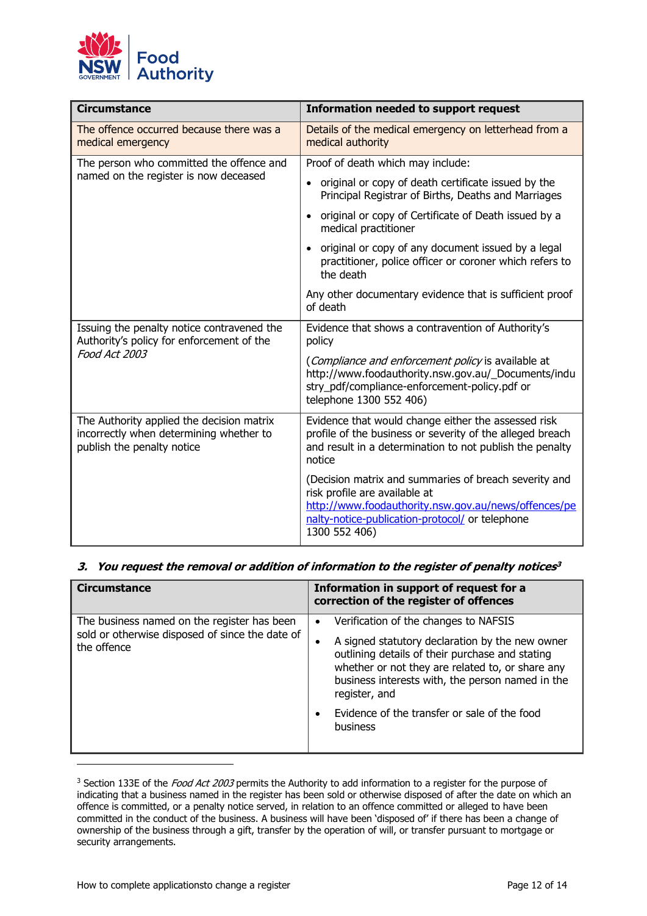| Circumstance | Information needed to support request |
|---|---|
| The offence occurred because there was a medical emergency | Details of the medical emergency on letterhead from a medical authority |
| The person who committed the offence and named on the register is now deceased | Proof of death which may include:<br>• original or copy of death certificate issued by the Principal Registrar of Births, Deaths and Marriages<br>• original or copy of Certificate of Death issued by a medical practitioner<br>• original or copy of any document issued by a legal practitioner, police officer or coroner which refers to the death<br>Any other documentary evidence that is sufficient proof of death |
| Issuing the penalty notice contravened the Authority's policy for enforcement of the *Food Act 2003* | Evidence that shows a contravention of Authority's policy<br>(*Compliance and enforcement policy* is available at http://www.foodauthority.nsw.gov.au/_Documents/industry_pdf/compliance-enforcement-policy.pdf or telephone 1300 552 406) |
| The Authority applied the decision matrix incorrectly when determining whether to publish the penalty notice | Evidence that would change either the assessed risk profile of the business or severity of the alleged breach and result in a determination to not publish the penalty notice<br>(Decision matrix and summaries of breach severity and risk profile are available at http://www.foodauthority.nsw.gov.au/news/offences/penalty-notice-publication-protocol/ or telephone 1300 552 406) |

### 3. *You request the removal or addition of information to the register of penalty notices*[3]

| Circumstance | Information in support of request for a correction of the register of offences |
|---|---|
| The business named on the register has been sold or otherwise disposed of since the date of the offence | • Verification of the changes to NAFSIS<br>• A signed statutory declaration by the new owner outlining details of their purchase and stating whether or not they are related to, or share any business interests with, the person named in the register, and<br>• Evidence of the transfer or sale of the food business |

[3] Section 133E of the *Food Act 2003* permits the Authority to add information to a register for the purpose of indicating that a business named in the register has been sold or otherwise disposed of after the date on which an offence is committed, or a penalty notice served, in relation to an offence committed or alleged to have been committed in the conduct of the business. A business will have been 'disposed of' if there has been a change of ownership of the business through a gift, transfer by the operation of will, or transfer pursuant to mortgage or security arrangements.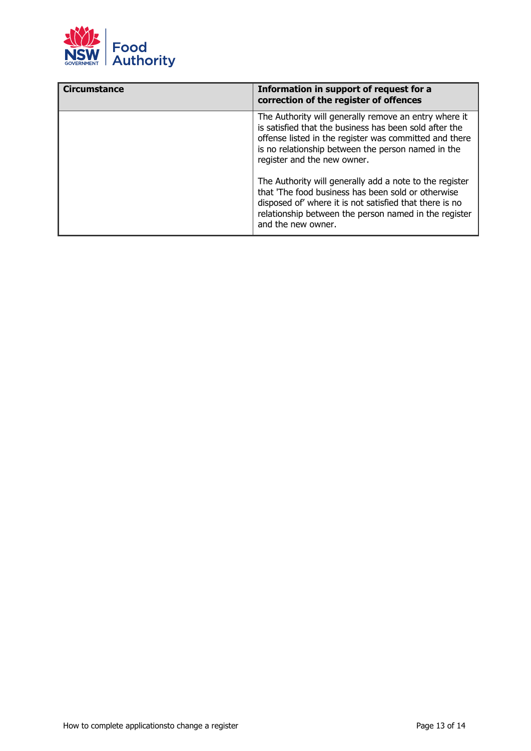| Circumstance | Information in support of request for a correction of the register of offences |
|---|---|
| | The Authority will generally remove an entry where it is satisfied that the business has been sold after the offense listed in the register was committed and there is no relationship between the person named in the register and the new owner.<br><br>The Authority will generally add a note to the register that 'The food business has been sold or otherwise disposed of' where it is not satisfied that there is no relationship between the person named in the register and the new owner. |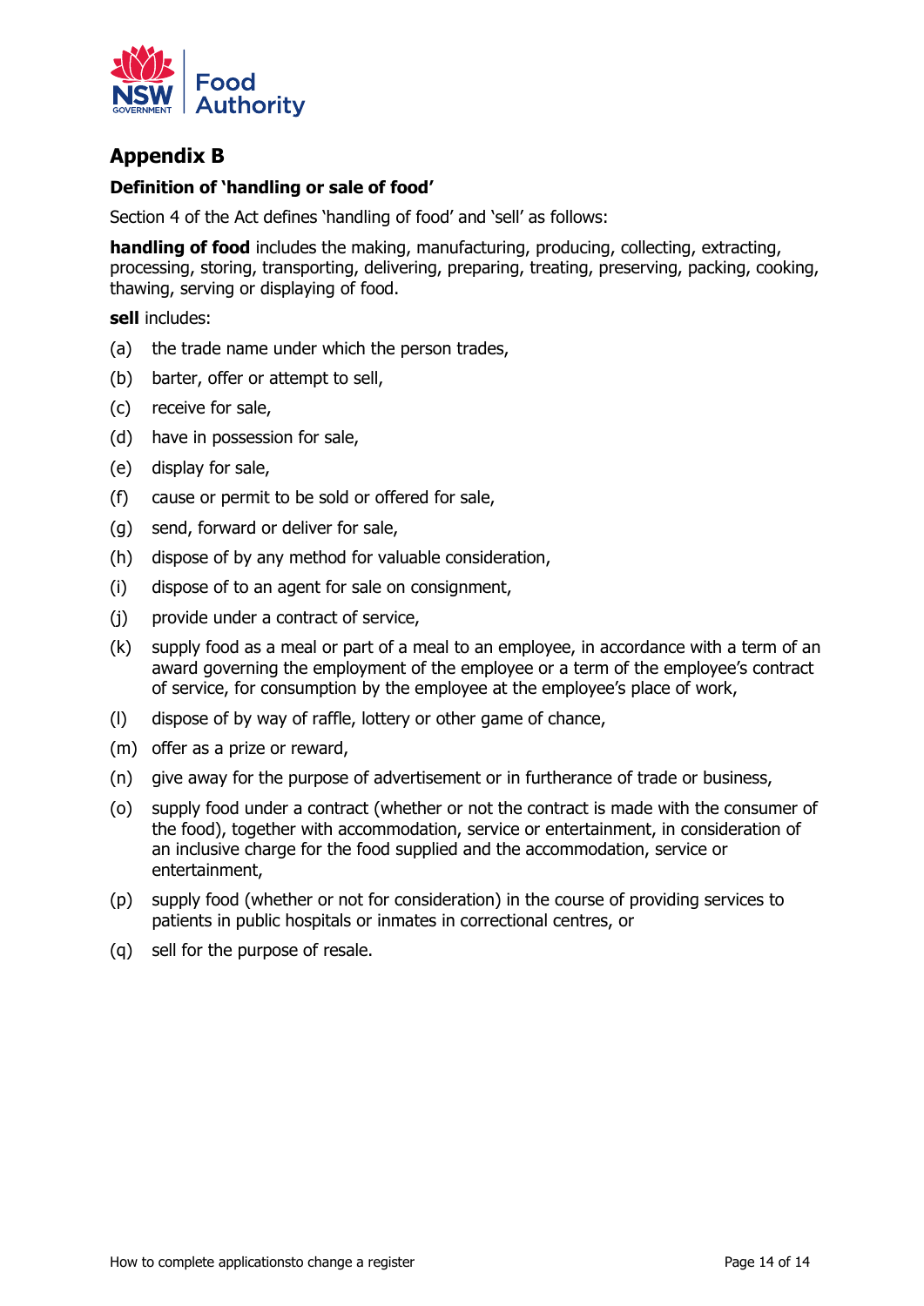## Appendix B

### Definition of 'handling or sale of food'

Section 4 of the Act defines 'handling of food' and 'sell' as follows:

**handling of food** includes the making, manufacturing, producing, collecting, extracting, processing, storing, transporting, delivering, preparing, treating, preserving, packing, cooking, thawing, serving or displaying of food.

**sell** includes:

(a) the trade name under which the person trades,

(b) barter, offer or attempt to sell,

(c) receive for sale,

(d) have in possession for sale,

(e) display for sale,

(f) cause or permit to be sold or offered for sale,

(g) send, forward or deliver for sale,

(h) dispose of by any method for valuable consideration,

(i) dispose of to an agent for sale on consignment,

(j) provide under a contract of service,

(k) supply food as a meal or part of a meal to an employee, in accordance with a term of an award governing the employment of the employee or a term of the employee's contract of service, for consumption by the employee at the employee's place of work,

(l) dispose of by way of raffle, lottery or other game of chance,

(m) offer as a prize or reward,

(n) give away for the purpose of advertisement or in furtherance of trade or business,

(o) supply food under a contract (whether or not the contract is made with the consumer of the food), together with accommodation, service or entertainment, in consideration of an inclusive charge for the food supplied and the accommodation, service or entertainment,

(p) supply food (whether or not for consideration) in the course of providing services to patients in public hospitals or inmates in correctional centres, or

(q) sell for the purpose of resale.